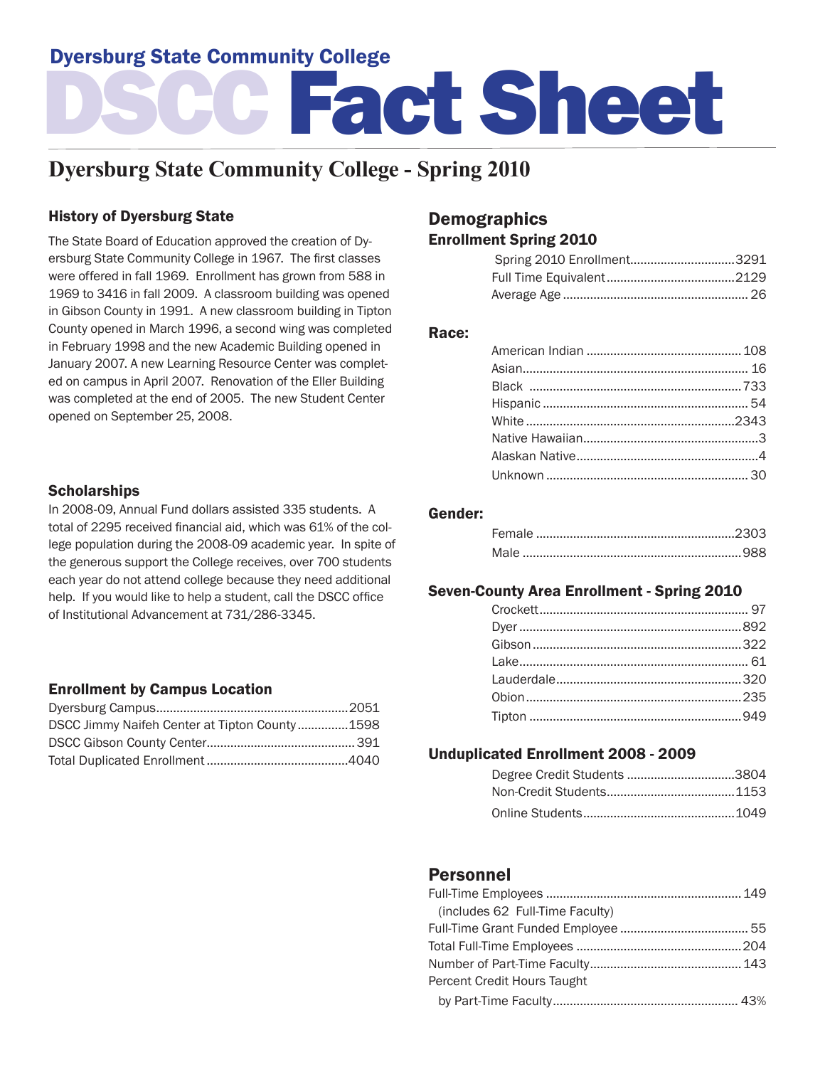Dyersburg State Community College

# DSCC Fact Sheet

## Dyersburg State Community College - Spring 2010

### History of Dyersburg State

The State Board of Education approved the creation of Dyersburg State Community College in 1967. The first classes were offered in fall 1969. Enrollment has grown from 588 in 1969 to 3416 in fall 2009. A classroom building was opened in Gibson County in 1991. A new classroom building in Tipton County opened in March 1996, a second wing was completed in February 1998 and the new Academic Building opened in January 2007. A new Learning Resource Center was completed on campus in April 2007. Renovation of the Eller Building was completed at the end of 2005. The new Student Center opened on September 25, 2008.

### Scholarships

In 2008-09, Annual Fund dollars assisted 335 students. A total of 2295 received financial aid, which was 61% of the college population during the 2008-09 academic year. In spite of the generous support the College receives, over 700 students each year do not attend college because they need additional help. If you would like to help a student, call the DSCC office of Institutional Advancement at 731/286-3345.

### Enrollment by Campus Location

| Location | Enrollment |
|---|---|
| Dyersburg Campus | 2051 |
| DSCC Jimmy Naifeh Center at Tipton County | 1598 |
| DSCC Gibson County Center | 391 |
| Total Duplicated Enrollment | 4040 |

## Demographics

### Enrollment Spring 2010

| | |
|---|---|
| Spring 2010 Enrollment | 3291 |
| Full Time Equivalent | 2129 |
| Average Age | 26 |

### Race:

| | |
|---|---|
| American Indian | 108 |
| Asian | 16 |
| Black | 733 |
| Hispanic | 54 |
| White | 2343 |
| Native Hawaiian | 3 |
| Alaskan Native | 4 |
| Unknown | 30 |

### Gender:

| | |
|---|---|
| Female | 2303 |
| Male | 988 |

### Seven-County Area Enrollment - Spring 2010

| | |
|---|---|
| Crockett | 97 |
| Dyer | 892 |
| Gibson | 322 |
| Lake | 61 |
| Lauderdale | 320 |
| Obion | 235 |
| Tipton | 949 |

### Unduplicated Enrollment 2008 - 2009

| | |
|---|---|
| Degree Credit Students | 3804 |
| Non-Credit Students | 1153 |
| Online Students | 1049 |

## Personnel

| | |
|---|---|
| Full-Time Employees (includes 62 Full-Time Faculty) | 149 |
| Full-Time Grant Funded Employee | 55 |
| Total Full-Time Employees | 204 |
| Number of Part-Time Faculty | 143 |
| Percent Credit Hours Taught by Part-Time Faculty | 43% |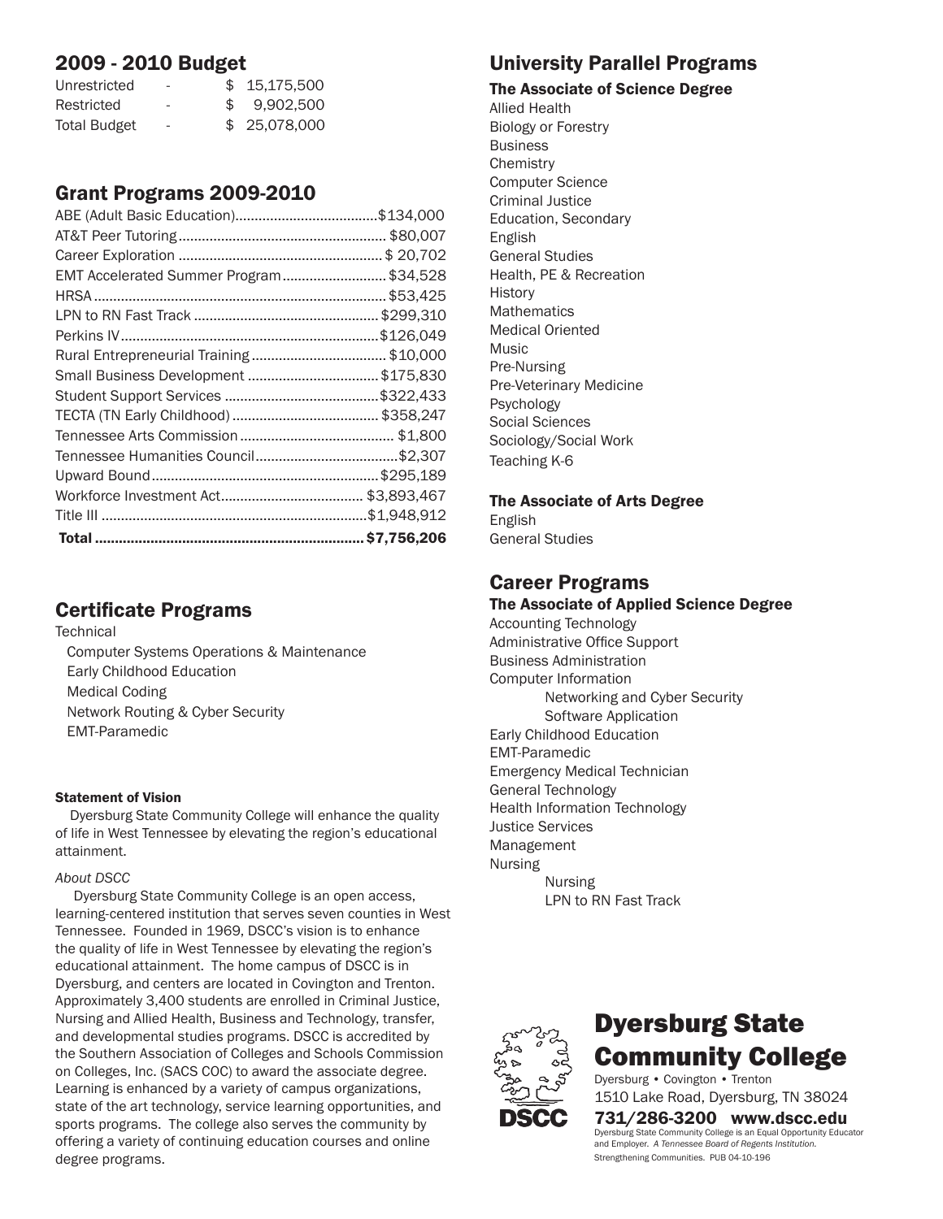## 2009 - 2010 Budget

| | | |
|---|---|---|
| Unrestricted | - | $ 15,175,500 |
| Restricted | - | $ 9,902,500 |
| Total Budget | - | $ 25,078,000 |

## Grant Programs 2009-2010

| | |
|---|---|
| ABE (Adult Basic Education) | $134,000 |
| AT&T Peer Tutoring | $80,007 |
| Career Exploration | $ 20,702 |
| EMT Accelerated Summer Program | $34,528 |
| HRSA | $53,425 |
| LPN to RN Fast Track | $299,310 |
| Perkins IV | $126,049 |
| Rural Entrepreneurial Training | $10,000 |
| Small Business Development | $175,830 |
| Student Support Services | $322,433 |
| TECTA (TN Early Childhood) | $358,247 |
| Tennessee Arts Commission | $1,800 |
| Tennessee Humanities Council | $2,307 |
| Upward Bound | $295,189 |
| Workforce Investment Act | $3,893,467 |
| Title III | $1,948,912 |
| **Total** | **$7,756,206** |

## Certificate Programs

Technical

- Computer Systems Operations & Maintenance
- Early Childhood Education
- Medical Coding
- Network Routing & Cyber Security
- EMT-Paramedic

#### Statement of Vision

Dyersburg State Community College will enhance the quality of life in West Tennessee by elevating the region's educational attainment.

*About DSCC*

Dyersburg State Community College is an open access, learning-centered institution that serves seven counties in West Tennessee. Founded in 1969, DSCC's vision is to enhance the quality of life in West Tennessee by elevating the region's educational attainment. The home campus of DSCC is in Dyersburg, and centers are located in Covington and Trenton. Approximately 3,400 students are enrolled in Criminal Justice, Nursing and Allied Health, Business and Technology, transfer, and developmental studies programs. DSCC is accredited by the Southern Association of Colleges and Schools Commission on Colleges, Inc. (SACS COC) to award the associate degree. Learning is enhanced by a variety of campus organizations, state of the art technology, service learning opportunities, and sports programs. The college also serves the community by offering a variety of continuing education courses and online degree programs.

## University Parallel Programs

### The Associate of Science Degree

- Allied Health
- Biology or Forestry
- Business
- Chemistry
- Computer Science
- Criminal Justice
- Education, Secondary
- English
- General Studies
- Health, PE & Recreation
- History
- Mathematics
- Medical Oriented
- Music
- Pre-Nursing
- Pre-Veterinary Medicine
- Psychology
- Social Sciences
- Sociology/Social Work
- Teaching K-6

### The Associate of Arts Degree

- English
- General Studies

## Career Programs

### The Associate of Applied Science Degree

- Accounting Technology
- Administrative Office Support
- Business Administration
- Computer Information
  - Networking and Cyber Security
  - Software Application
- Early Childhood Education
- EMT-Paramedic
- Emergency Medical Technician
- General Technology
- Health Information Technology
- Justice Services
- Management
- Nursing
  - Nursing
  - LPN to RN Fast Track

# Dyersburg State Community College

DSCC

Dyersburg • Covington • Trenton

1510 Lake Road, Dyersburg, TN 38024

**731/286-3200 www.dscc.edu**

Dyersburg State Community College is an Equal Opportunity Educator and Employer. *A Tennessee Board of Regents Institution.*

Strengthening Communities. PUB 04-10-196